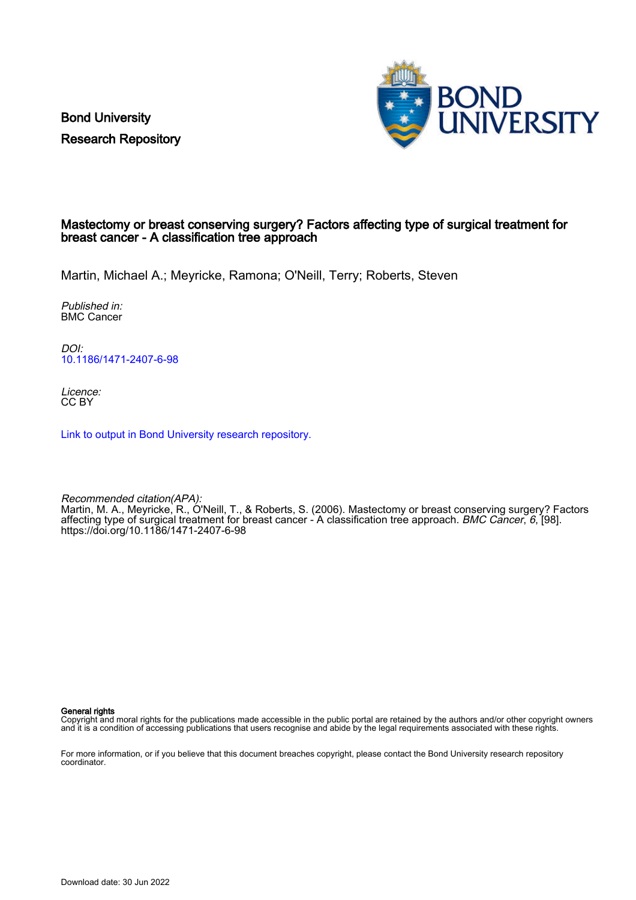Bond University
Research Repository

# Mastectomy or breast conserving surgery? Factors affecting type of surgical treatment for breast cancer - A classification tree approach

Martin, Michael A.; Meyricke, Ramona; O'Neill, Terry; Roberts, Steven

*Published in:*
BMC Cancer

*DOI:*
10.1186/1471-2407-6-98

*Licence:*
CC BY

Link to output in Bond University research repository.

*Recommended citation(APA):*
Martin, M. A., Meyricke, R., O'Neill, T., & Roberts, S. (2006). Mastectomy or breast conserving surgery? Factors affecting type of surgical treatment for breast cancer - A classification tree approach. *BMC Cancer*, *6*, [98]. https://doi.org/10.1186/1471-2407-6-98

**General rights**
Copyright and moral rights for the publications made accessible in the public portal are retained by the authors and/or other copyright owners and it is a condition of accessing publications that users recognise and abide by the legal requirements associated with these rights.

For more information, or if you believe that this document breaches copyright, please contact the Bond University research repository coordinator.

Download date: 30 Jun 2022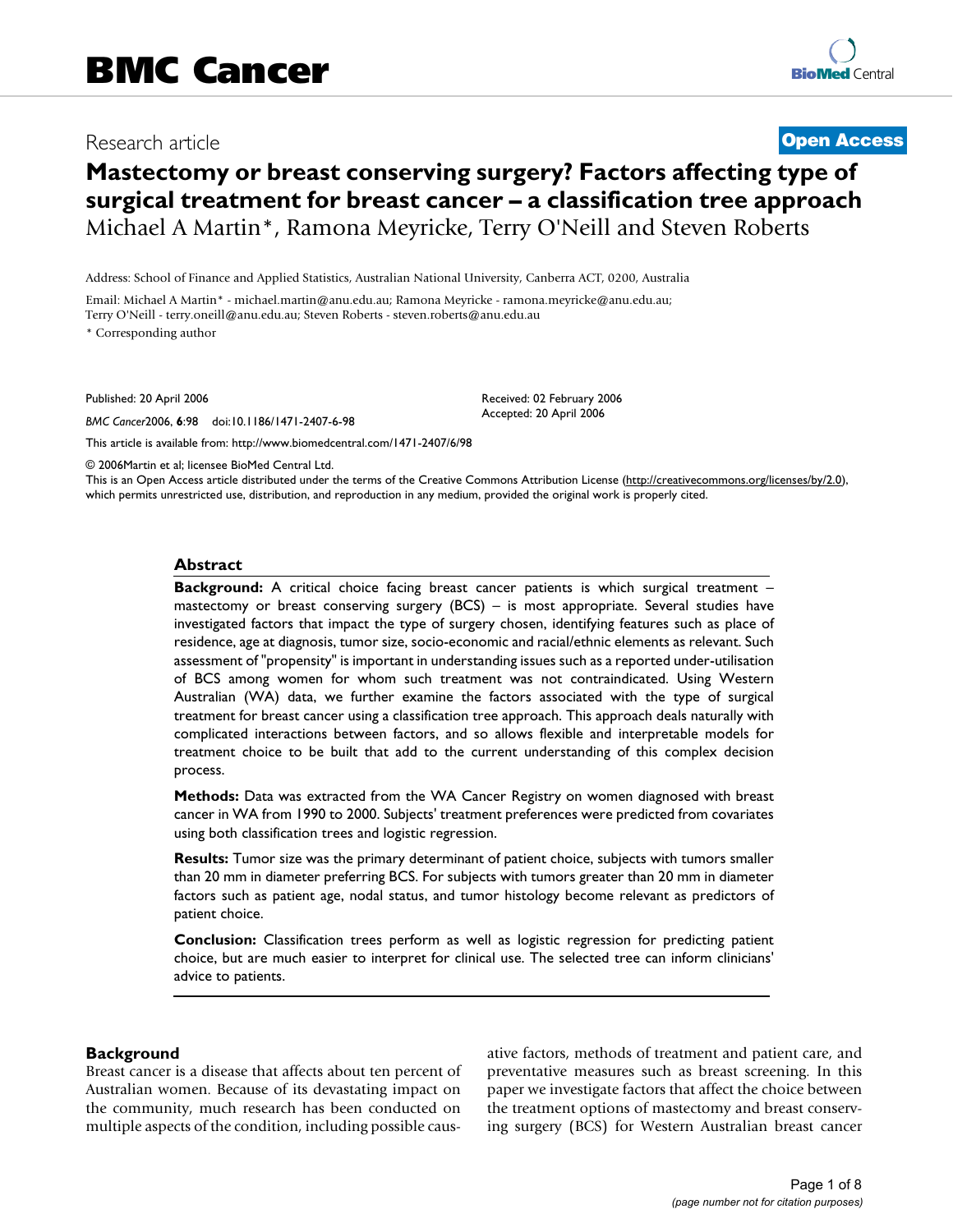# Mastectomy or breast conserving surgery? Factors affecting type of surgical treatment for breast cancer – a classification tree approach

Michael A Martin*, Ramona Meyricke, Terry O'Neill and Steven Roberts

Address: School of Finance and Applied Statistics, Australian National University, Canberra ACT, 0200, Australia

Email: Michael A Martin* - michael.martin@anu.edu.au; Ramona Meyricke - ramona.meyricke@anu.edu.au; Terry O'Neill - terry.oneill@anu.edu.au; Steven Roberts - steven.roberts@anu.edu.au

* Corresponding author

Published: 20 April 2006

*BMC Cancer*2006, **6**:98 doi:10.1186/1471-2407-6-98

Received: 02 February 2006
Accepted: 20 April 2006

This article is available from: http://www.biomedcentral.com/1471-2407/6/98

© 2006Martin et al; licensee BioMed Central Ltd.

This is an Open Access article distributed under the terms of the Creative Commons Attribution License (http://creativecommons.org/licenses/by/2.0), which permits unrestricted use, distribution, and reproduction in any medium, provided the original work is properly cited.

## Abstract

**Background:** A critical choice facing breast cancer patients is which surgical treatment – mastectomy or breast conserving surgery (BCS) – is most appropriate. Several studies have investigated factors that impact the type of surgery chosen, identifying features such as place of residence, age at diagnosis, tumor size, socio-economic and racial/ethnic elements as relevant. Such assessment of "propensity" is important in understanding issues such as a reported under-utilisation of BCS among women for whom such treatment was not contraindicated. Using Western Australian (WA) data, we further examine the factors associated with the type of surgical treatment for breast cancer using a classification tree approach. This approach deals naturally with complicated interactions between factors, and so allows flexible and interpretable models for treatment choice to be built that add to the current understanding of this complex decision process.

**Methods:** Data was extracted from the WA Cancer Registry on women diagnosed with breast cancer in WA from 1990 to 2000. Subjects' treatment preferences were predicted from covariates using both classification trees and logistic regression.

**Results:** Tumor size was the primary determinant of patient choice, subjects with tumors smaller than 20 mm in diameter preferring BCS. For subjects with tumors greater than 20 mm in diameter factors such as patient age, nodal status, and tumor histology become relevant as predictors of patient choice.

**Conclusion:** Classification trees perform as well as logistic regression for predicting patient choice, but are much easier to interpret for clinical use. The selected tree can inform clinicians' advice to patients.

## Background

Breast cancer is a disease that affects about ten percent of Australian women. Because of its devastating impact on the community, much research has been conducted on multiple aspects of the condition, including possible causative factors, methods of treatment and patient care, and preventative measures such as breast screening. In this paper we investigate factors that affect the choice between the treatment options of mastectomy and breast conserving surgery (BCS) for Western Australian breast cancer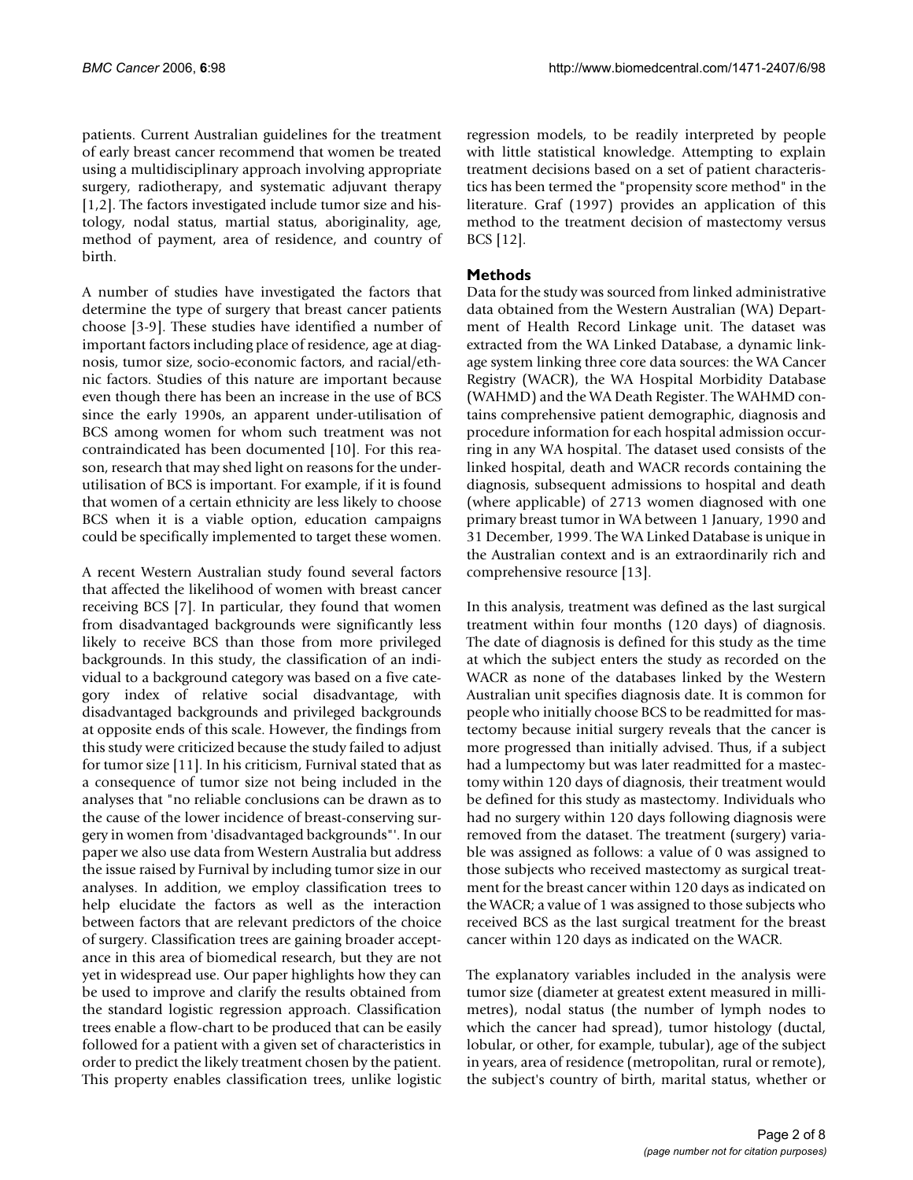patients. Current Australian guidelines for the treatment of early breast cancer recommend that women be treated using a multidisciplinary approach involving appropriate surgery, radiotherapy, and systematic adjuvant therapy [1,2]. The factors investigated include tumor size and histology, nodal status, martial status, aboriginality, age, method of payment, area of residence, and country of birth.

A number of studies have investigated the factors that determine the type of surgery that breast cancer patients choose [3-9]. These studies have identified a number of important factors including place of residence, age at diagnosis, tumor size, socio-economic factors, and racial/ethnic factors. Studies of this nature are important because even though there has been an increase in the use of BCS since the early 1990s, an apparent under-utilisation of BCS among women for whom such treatment was not contraindicated has been documented [10]. For this reason, research that may shed light on reasons for the under-utilisation of BCS is important. For example, if it is found that women of a certain ethnicity are less likely to choose BCS when it is a viable option, education campaigns could be specifically implemented to target these women.

A recent Western Australian study found several factors that affected the likelihood of women with breast cancer receiving BCS [7]. In particular, they found that women from disadvantaged backgrounds were significantly less likely to receive BCS than those from more privileged backgrounds. In this study, the classification of an individual to a background category was based on a five category index of relative social disadvantage, with disadvantaged backgrounds and privileged backgrounds at opposite ends of this scale. However, the findings from this study were criticized because the study failed to adjust for tumor size [11]. In his criticism, Furnival stated that as a consequence of tumor size not being included in the analyses that "no reliable conclusions can be drawn as to the cause of the lower incidence of breast-conserving surgery in women from 'disadvantaged backgrounds"'. In our paper we also use data from Western Australia but address the issue raised by Furnival by including tumor size in our analyses. In addition, we employ classification trees to help elucidate the factors as well as the interaction between factors that are relevant predictors of the choice of surgery. Classification trees are gaining broader acceptance in this area of biomedical research, but they are not yet in widespread use. Our paper highlights how they can be used to improve and clarify the results obtained from the standard logistic regression approach. Classification trees enable a flow-chart to be produced that can be easily followed for a patient with a given set of characteristics in order to predict the likely treatment chosen by the patient. This property enables classification trees, unlike logistic regression models, to be readily interpreted by people with little statistical knowledge. Attempting to explain treatment decisions based on a set of patient characteristics has been termed the "propensity score method" in the literature. Graf (1997) provides an application of this method to the treatment decision of mastectomy versus BCS [12].

## Methods

Data for the study was sourced from linked administrative data obtained from the Western Australian (WA) Department of Health Record Linkage unit. The dataset was extracted from the WA Linked Database, a dynamic linkage system linking three core data sources: the WA Cancer Registry (WACR), the WA Hospital Morbidity Database (WAHMD) and the WA Death Register. The WAHMD contains comprehensive patient demographic, diagnosis and procedure information for each hospital admission occurring in any WA hospital. The dataset used consists of the linked hospital, death and WACR records containing the diagnosis, subsequent admissions to hospital and death (where applicable) of 2713 women diagnosed with one primary breast tumor in WA between 1 January, 1990 and 31 December, 1999. The WA Linked Database is unique in the Australian context and is an extraordinarily rich and comprehensive resource [13].

In this analysis, treatment was defined as the last surgical treatment within four months (120 days) of diagnosis. The date of diagnosis is defined for this study as the time at which the subject enters the study as recorded on the WACR as none of the databases linked by the Western Australian unit specifies diagnosis date. It is common for people who initially choose BCS to be readmitted for mastectomy because initial surgery reveals that the cancer is more progressed than initially advised. Thus, if a subject had a lumpectomy but was later readmitted for a mastectomy within 120 days of diagnosis, their treatment would be defined for this study as mastectomy. Individuals who had no surgery within 120 days following diagnosis were removed from the dataset. The treatment (surgery) variable was assigned as follows: a value of 0 was assigned to those subjects who received mastectomy as surgical treatment for the breast cancer within 120 days as indicated on the WACR; a value of 1 was assigned to those subjects who received BCS as the last surgical treatment for the breast cancer within 120 days as indicated on the WACR.

The explanatory variables included in the analysis were tumor size (diameter at greatest extent measured in millimetres), nodal status (the number of lymph nodes to which the cancer had spread), tumor histology (ductal, lobular, or other, for example, tubular), age of the subject in years, area of residence (metropolitan, rural or remote), the subject's country of birth, marital status, whether or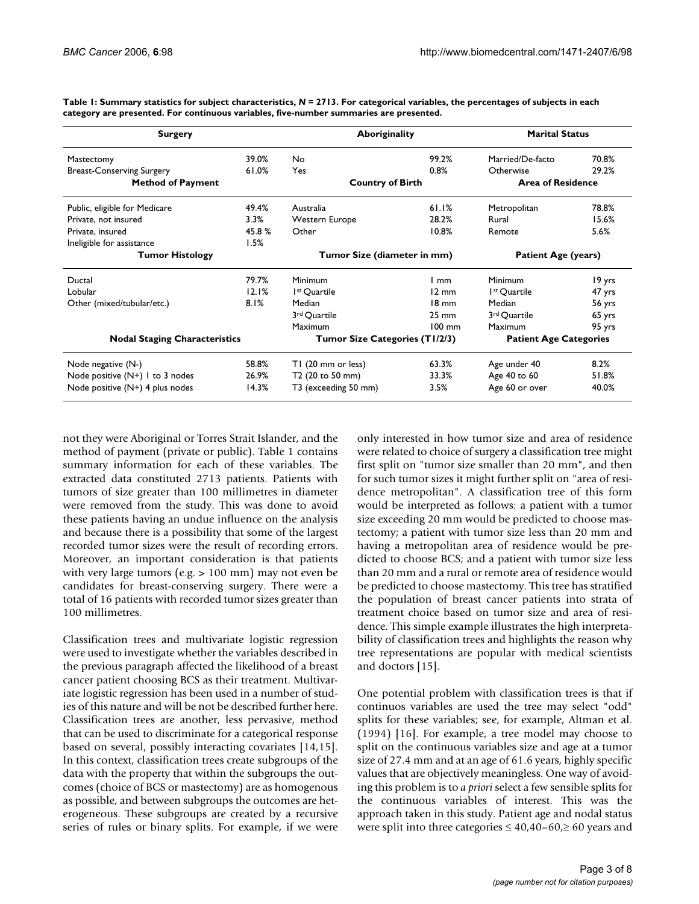**Table 1: Summary statistics for subject characteristics, *N* = 2713. For categorical variables, the percentages of subjects in each category are presented. For continuous variables, five-number summaries are presented.**

| **Surgery** | | **Aboriginality** | | **Marital Status** | |
|---|---|---|---|---|---|
| Mastectomy | 39.0% | No | 99.2% | Married/De-facto | 70.8% |
| Breast-Conserving Surgery | 61.0% | Yes | 0.8% | Otherwise | 29.2% |
| **Method of Payment** | | **Country of Birth** | | **Area of Residence** | |
| Public, eligible for Medicare | 49.4% | Australia | 61.1% | Metropolitan | 78.8% |
| Private, not insured | 3.3% | Western Europe | 28.2% | Rural | 15.6% |
| Private, insured | 45.8 % | Other | 10.8% | Remote | 5.6% |
| Ineligible for assistance | 1.5% | | | | |
| **Tumor Histology** | | **Tumor Size (diameter in mm)** | | **Patient Age (years)** | |
| Ductal | 79.7% | Minimum | 1 mm | Minimum | 19 yrs |
| Lobular | 12.1% | 1st Quartile | 12 mm | 1st Quartile | 47 yrs |
| Other (mixed/tubular/etc.) | 8.1% | Median | 18 mm | Median | 56 yrs |
| | | 3rd Quartile | 25 mm | 3rd Quartile | 65 yrs |
| | | Maximum | 100 mm | Maximum | 95 yrs |
| **Nodal Staging Characteristics** | | **Tumor Size Categories (T1/2/3)** | | **Patient Age Categories** | |
| Node negative (N-) | 58.8% | T1 (20 mm or less) | 63.3% | Age under 40 | 8.2% |
| Node positive (N+) 1 to 3 nodes | 26.9% | T2 (20 to 50 mm) | 33.3% | Age 40 to 60 | 51.8% |
| Node positive (N+) 4 plus nodes | 14.3% | T3 (exceeding 50 mm) | 3.5% | Age 60 or over | 40.0% |

not they were Aboriginal or Torres Strait Islander, and the method of payment (private or public). Table 1 contains summary information for each of these variables. The extracted data constituted 2713 patients. Patients with tumors of size greater than 100 millimetres in diameter were removed from the study. This was done to avoid these patients having an undue influence on the analysis and because there is a possibility that some of the largest recorded tumor sizes were the result of recording errors. Moreover, an important consideration is that patients with very large tumors (e.g. > 100 mm) may not even be candidates for breast-conserving surgery. There were a total of 16 patients with recorded tumor sizes greater than 100 millimetres.

Classification trees and multivariate logistic regression were used to investigate whether the variables described in the previous paragraph affected the likelihood of a breast cancer patient choosing BCS as their treatment. Multivariate logistic regression has been used in a number of studies of this nature and will be not be described further here. Classification trees are another, less pervasive, method that can be used to discriminate for a categorical response based on several, possibly interacting covariates [14,15]. In this context, classification trees create subgroups of the data with the property that within the subgroups the outcomes (choice of BCS or mastectomy) are as homogenous as possible, and between subgroups the outcomes are heterogeneous. These subgroups are created by a recursive series of rules or binary splits. For example, if we were only interested in how tumor size and area of residence were related to choice of surgery a classification tree might first split on "tumor size smaller than 20 mm", and then for such tumor sizes it might further split on "area of residence metropolitan". A classification tree of this form would be interpreted as follows: a patient with a tumor size exceeding 20 mm would be predicted to choose mastectomy; a patient with tumor size less than 20 mm and having a metropolitan area of residence would be predicted to choose BCS; and a patient with tumor size less than 20 mm and a rural or remote area of residence would be predicted to choose mastectomy. This tree has stratified the population of breast cancer patients into strata of treatment choice based on tumor size and area of residence. This simple example illustrates the high interpretability of classification trees and highlights the reason why tree representations are popular with medical scientists and doctors [15].

One potential problem with classification trees is that if continuos variables are used the tree may select "odd" splits for these variables; see, for example, Altman et al. (1994) [16]. For example, a tree model may choose to split on the continuous variables size and age at a tumor size of 27.4 mm and at an age of 61.6 years, highly specific values that are objectively meaningless. One way of avoiding this problem is to *a priori* select a few sensible splits for the continuous variables of interest. This was the approach taken in this study. Patient age and nodal status were split into three categories $\leq 40, 40–60, \geq 60$ years and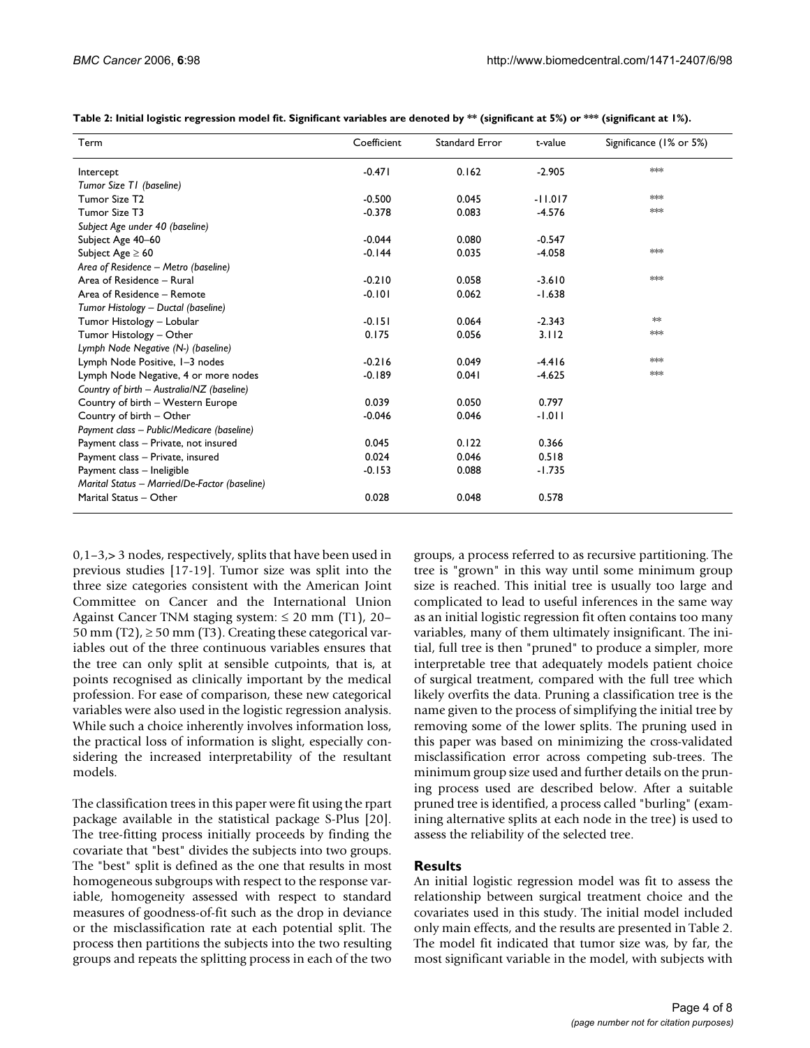**Table 2: Initial logistic regression model fit. Significant variables are denoted by ** (significant at 5%) or *** (significant at 1%).**

| Term | Coefficient | Standard Error | t-value | Significance (1% or 5%) |
|---|---|---|---|---|
| Intercept | -0.471 | 0.162 | -2.905 | *** |
| *Tumor Size T1 (baseline)* | | | | |
| Tumor Size T2 | -0.500 | 0.045 | -11.017 | *** |
| Tumor Size T3 | -0.378 | 0.083 | -4.576 | *** |
| *Subject Age under 40 (baseline)* | | | | |
| Subject Age 40–60 | -0.044 | 0.080 | -0.547 | |
| Subject Age ≥ 60 | -0.144 | 0.035 | -4.058 | *** |
| *Area of Residence – Metro (baseline)* | | | | |
| Area of Residence – Rural | -0.210 | 0.058 | -3.610 | *** |
| Area of Residence – Remote | -0.101 | 0.062 | -1.638 | |
| *Tumor Histology – Ductal (baseline)* | | | | |
| Tumor Histology – Lobular | -0.151 | 0.064 | -2.343 | ** |
| Tumor Histology – Other | 0.175 | 0.056 | 3.112 | *** |
| *Lymph Node Negative (N-) (baseline)* | | | | |
| Lymph Node Positive, 1–3 nodes | -0.216 | 0.049 | -4.416 | *** |
| Lymph Node Negative, 4 or more nodes | -0.189 | 0.041 | -4.625 | *** |
| *Country of birth – Australia/NZ (baseline)* | | | | |
| Country of birth – Western Europe | 0.039 | 0.050 | 0.797 | |
| Country of birth – Other | -0.046 | 0.046 | -1.011 | |
| *Payment class – Public/Medicare (baseline)* | | | | |
| Payment class – Private, not insured | 0.045 | 0.122 | 0.366 | |
| Payment class – Private, insured | 0.024 | 0.046 | 0.518 | |
| Payment class – Ineligible | -0.153 | 0.088 | -1.735 | |
| *Marital Status – Married/De-Factor (baseline)* | | | | |
| Marital Status – Other | 0.028 | 0.048 | 0.578 | |

0,1–3,> 3 nodes, respectively, splits that have been used in previous studies [17-19]. Tumor size was split into the three size categories consistent with the American Joint Committee on Cancer and the International Union Against Cancer TNM staging system: ≤ 20 mm (T1), 20–50 mm (T2), ≥ 50 mm (T3). Creating these categorical variables out of the three continuous variables ensures that the tree can only split at sensible cutpoints, that is, at points recognised as clinically important by the medical profession. For ease of comparison, these new categorical variables were also used in the logistic regression analysis. While such a choice inherently involves information loss, the practical loss of information is slight, especially considering the increased interpretability of the resultant models.

The classification trees in this paper were fit using the rpart package available in the statistical package S-Plus [20]. The tree-fitting process initially proceeds by finding the covariate that "best" divides the subjects into two groups. The "best" split is defined as the one that results in most homogeneous subgroups with respect to the response variable, homogeneity assessed with respect to standard measures of goodness-of-fit such as the drop in deviance or the misclassification rate at each potential split. The process then partitions the subjects into the two resulting groups and repeats the splitting process in each of the two groups, a process referred to as recursive partitioning. The tree is "grown" in this way until some minimum group size is reached. This initial tree is usually too large and complicated to lead to useful inferences in the same way as an initial logistic regression fit often contains too many variables, many of them ultimately insignificant. The initial, full tree is then "pruned" to produce a simpler, more interpretable tree that adequately models patient choice of surgical treatment, compared with the full tree which likely overfits the data. Pruning a classification tree is the name given to the process of simplifying the initial tree by removing some of the lower splits. The pruning used in this paper was based on minimizing the cross-validated misclassification error across competing sub-trees. The minimum group size used and further details on the pruning process used are described below. After a suitable pruned tree is identified, a process called "burling" (examining alternative splits at each node in the tree) is used to assess the reliability of the selected tree.

## Results

An initial logistic regression model was fit to assess the relationship between surgical treatment choice and the covariates used in this study. The initial model included only main effects, and the results are presented in Table 2. The model fit indicated that tumor size was, by far, the most significant variable in the model, with subjects with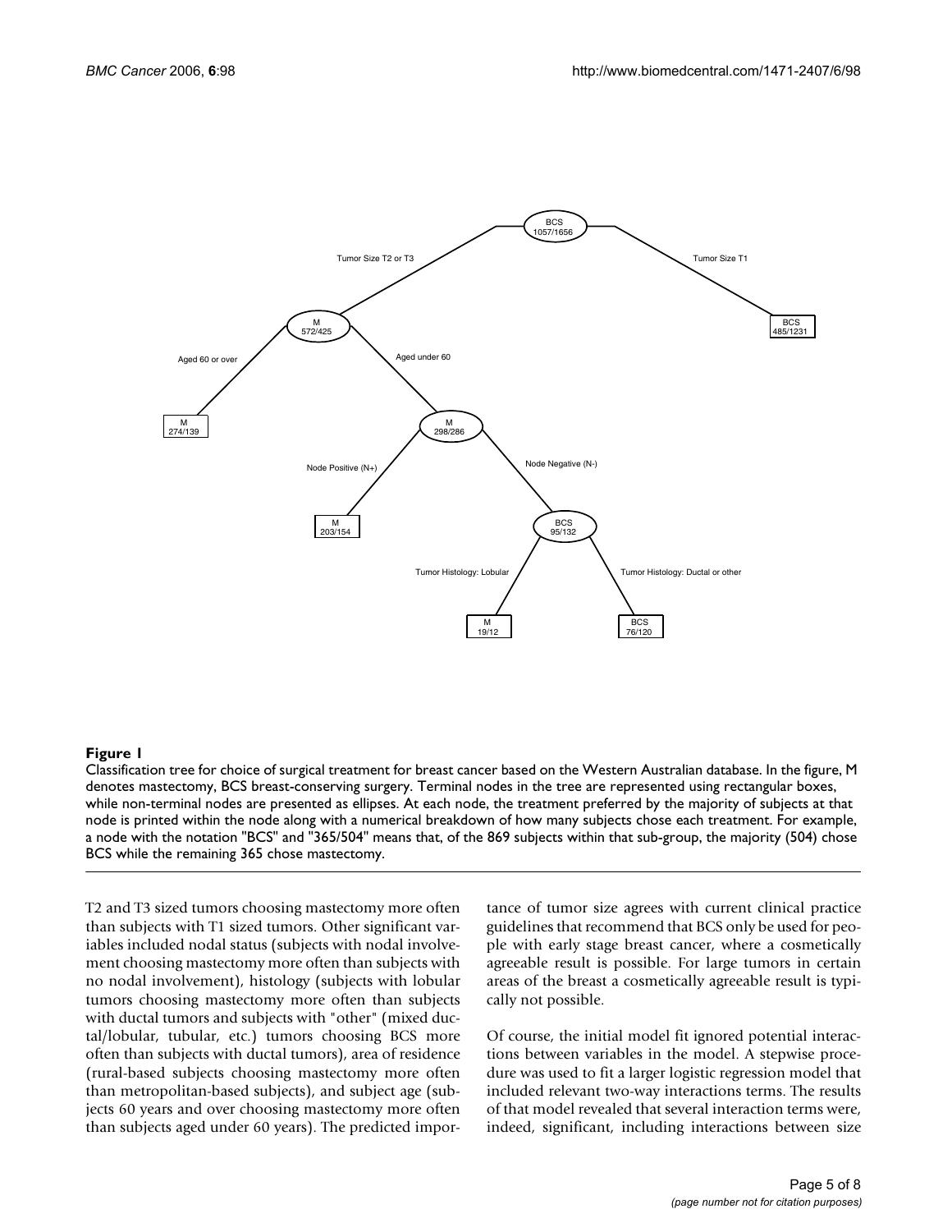**Figure 1**

Classification tree for choice of surgical treatment for breast cancer based on the Western Australian database. In the figure, M denotes mastectomy, BCS breast-conserving surgery. Terminal nodes in the tree are represented using rectangular boxes, while non-terminal nodes are presented as ellipses. At each node, the treatment preferred by the majority of subjects at that node is printed within the node along with a numerical breakdown of how many subjects chose each treatment. For example, a node with the notation "BCS" and "365/504" means that, of the 869 subjects within that sub-group, the majority (504) chose BCS while the remaining 365 chose mastectomy.

T2 and T3 sized tumors choosing mastectomy more often than subjects with T1 sized tumors. Other significant variables included nodal status (subjects with nodal involvement choosing mastectomy more often than subjects with no nodal involvement), histology (subjects with lobular tumors choosing mastectomy more often than subjects with ductal tumors and subjects with "other" (mixed ductal/lobular, tubular, etc.) tumors choosing BCS more often than subjects with ductal tumors), area of residence (rural-based subjects choosing mastectomy more often than metropolitan-based subjects), and subject age (subjects 60 years and over choosing mastectomy more often than subjects aged under 60 years). The predicted importance of tumor size agrees with current clinical practice guidelines that recommend that BCS only be used for people with early stage breast cancer, where a cosmetically agreeable result is possible. For large tumors in certain areas of the breast a cosmetically agreeable result is typically not possible.

Of course, the initial model fit ignored potential interactions between variables in the model. A stepwise procedure was used to fit a larger logistic regression model that included relevant two-way interactions terms. The results of that model revealed that several interaction terms were, indeed, significant, including interactions between size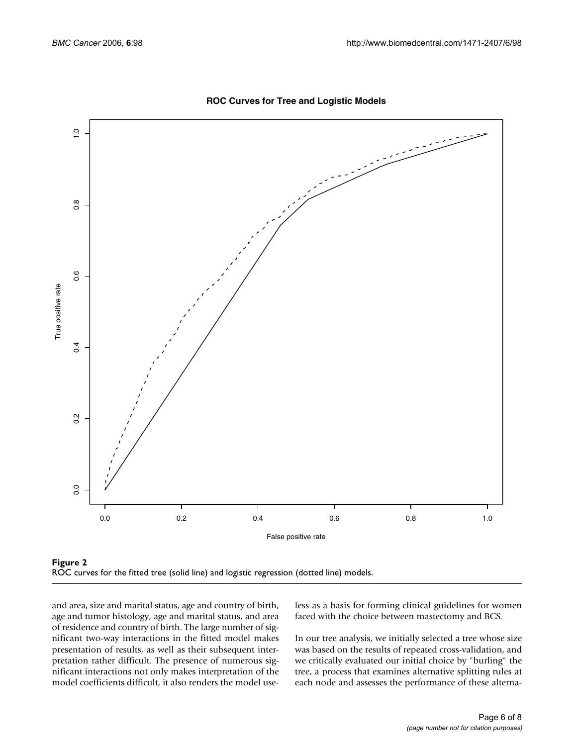**Figure 2**
ROC curves for the fitted tree (solid line) and logistic regression (dotted line) models.

and area, size and marital status, age and country of birth, age and tumor histology, age and marital status, and area of residence and country of birth. The large number of significant two-way interactions in the fitted model makes presentation of results, as well as their subsequent interpretation rather difficult. The presence of numerous significant interactions not only makes interpretation of the model coefficients difficult, it also renders the model useless as a basis for forming clinical guidelines for women faced with the choice between mastectomy and BCS.

In our tree analysis, we initially selected a tree whose size was based on the results of repeated cross-validation, and we critically evaluated our initial choice by "burling" the tree, a process that examines alternative splitting rules at each node and assesses the performance of these alterna-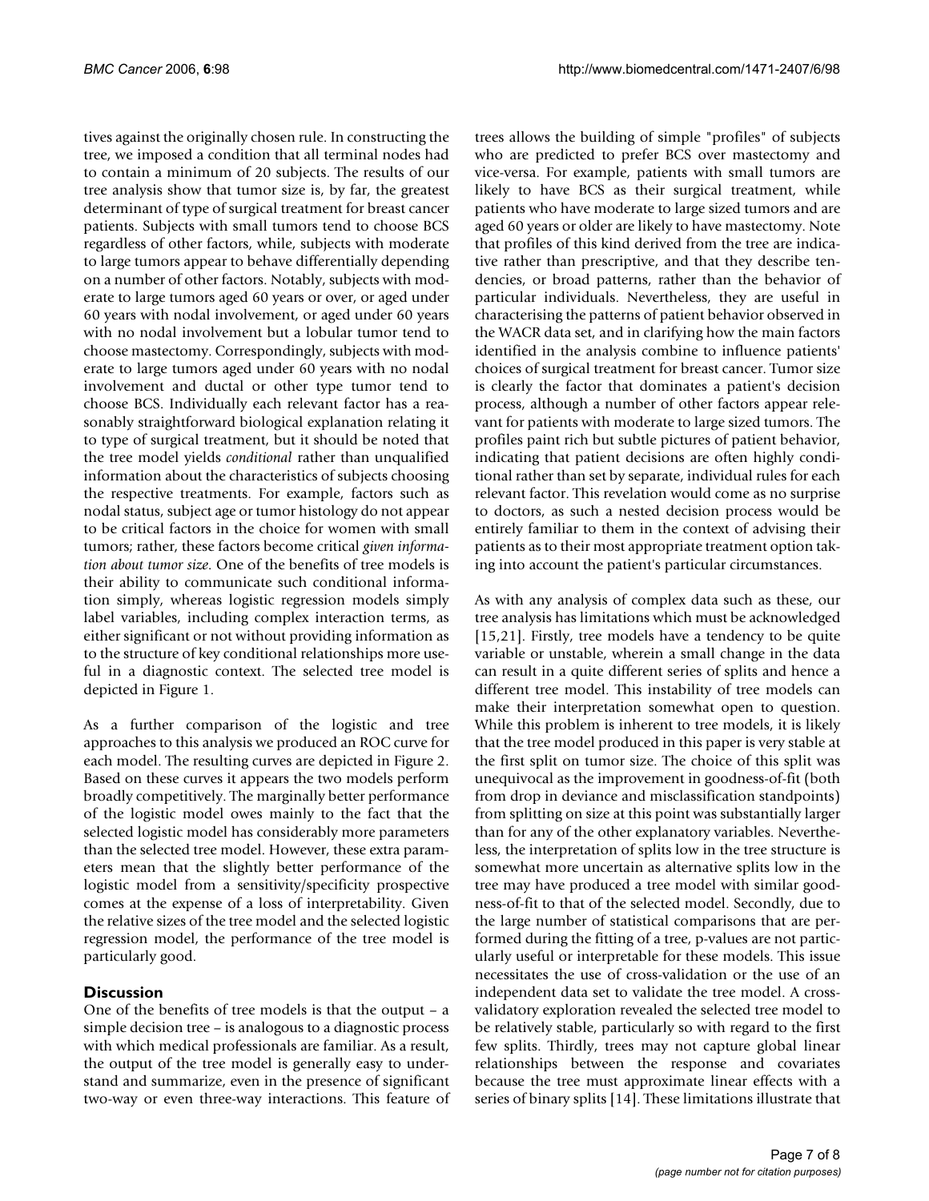tives against the originally chosen rule. In constructing the tree, we imposed a condition that all terminal nodes had to contain a minimum of 20 subjects. The results of our tree analysis show that tumor size is, by far, the greatest determinant of type of surgical treatment for breast cancer patients. Subjects with small tumors tend to choose BCS regardless of other factors, while, subjects with moderate to large tumors appear to behave differentially depending on a number of other factors. Notably, subjects with moderate to large tumors aged 60 years or over, or aged under 60 years with nodal involvement, or aged under 60 years with no nodal involvement but a lobular tumor tend to choose mastectomy. Correspondingly, subjects with moderate to large tumors aged under 60 years with no nodal involvement and ductal or other type tumor tend to choose BCS. Individually each relevant factor has a reasonably straightforward biological explanation relating it to type of surgical treatment, but it should be noted that the tree model yields *conditional* rather than unqualified information about the characteristics of subjects choosing the respective treatments. For example, factors such as nodal status, subject age or tumor histology do not appear to be critical factors in the choice for women with small tumors; rather, these factors become critical *given information about tumor size*. One of the benefits of tree models is their ability to communicate such conditional information simply, whereas logistic regression models simply label variables, including complex interaction terms, as either significant or not without providing information as to the structure of key conditional relationships more useful in a diagnostic context. The selected tree model is depicted in Figure 1.

As a further comparison of the logistic and tree approaches to this analysis we produced an ROC curve for each model. The resulting curves are depicted in Figure 2. Based on these curves it appears the two models perform broadly competitively. The marginally better performance of the logistic model owes mainly to the fact that the selected logistic model has considerably more parameters than the selected tree model. However, these extra parameters mean that the slightly better performance of the logistic model from a sensitivity/specificity prospective comes at the expense of a loss of interpretability. Given the relative sizes of the tree model and the selected logistic regression model, the performance of the tree model is particularly good.

## Discussion

One of the benefits of tree models is that the output – a simple decision tree – is analogous to a diagnostic process with which medical professionals are familiar. As a result, the output of the tree model is generally easy to understand and summarize, even in the presence of significant two-way or even three-way interactions. This feature of trees allows the building of simple "profiles" of subjects who are predicted to prefer BCS over mastectomy and vice-versa. For example, patients with small tumors are likely to have BCS as their surgical treatment, while patients who have moderate to large sized tumors and are aged 60 years or older are likely to have mastectomy. Note that profiles of this kind derived from the tree are indicative rather than prescriptive, and that they describe tendencies, or broad patterns, rather than the behavior of particular individuals. Nevertheless, they are useful in characterising the patterns of patient behavior observed in the WACR data set, and in clarifying how the main factors identified in the analysis combine to influence patients' choices of surgical treatment for breast cancer. Tumor size is clearly the factor that dominates a patient's decision process, although a number of other factors appear relevant for patients with moderate to large sized tumors. The profiles paint rich but subtle pictures of patient behavior, indicating that patient decisions are often highly conditional rather than set by separate, individual rules for each relevant factor. This revelation would come as no surprise to doctors, as such a nested decision process would be entirely familiar to them in the context of advising their patients as to their most appropriate treatment option taking into account the patient's particular circumstances.

As with any analysis of complex data such as these, our tree analysis has limitations which must be acknowledged [15,21]. Firstly, tree models have a tendency to be quite variable or unstable, wherein a small change in the data can result in a quite different series of splits and hence a different tree model. This instability of tree models can make their interpretation somewhat open to question. While this problem is inherent to tree models, it is likely that the tree model produced in this paper is very stable at the first split on tumor size. The choice of this split was unequivocal as the improvement in goodness-of-fit (both from drop in deviance and misclassification standpoints) from splitting on size at this point was substantially larger than for any of the other explanatory variables. Nevertheless, the interpretation of splits low in the tree structure is somewhat more uncertain as alternative splits low in the tree may have produced a tree model with similar goodness-of-fit to that of the selected model. Secondly, due to the large number of statistical comparisons that are performed during the fitting of a tree, p-values are not particularly useful or interpretable for these models. This issue necessitates the use of cross-validation or the use of an independent data set to validate the tree model. A cross-validatory exploration revealed the selected tree model to be relatively stable, particularly so with regard to the first few splits. Thirdly, trees may not capture global linear relationships between the response and covariates because the tree must approximate linear effects with a series of binary splits [14]. These limitations illustrate that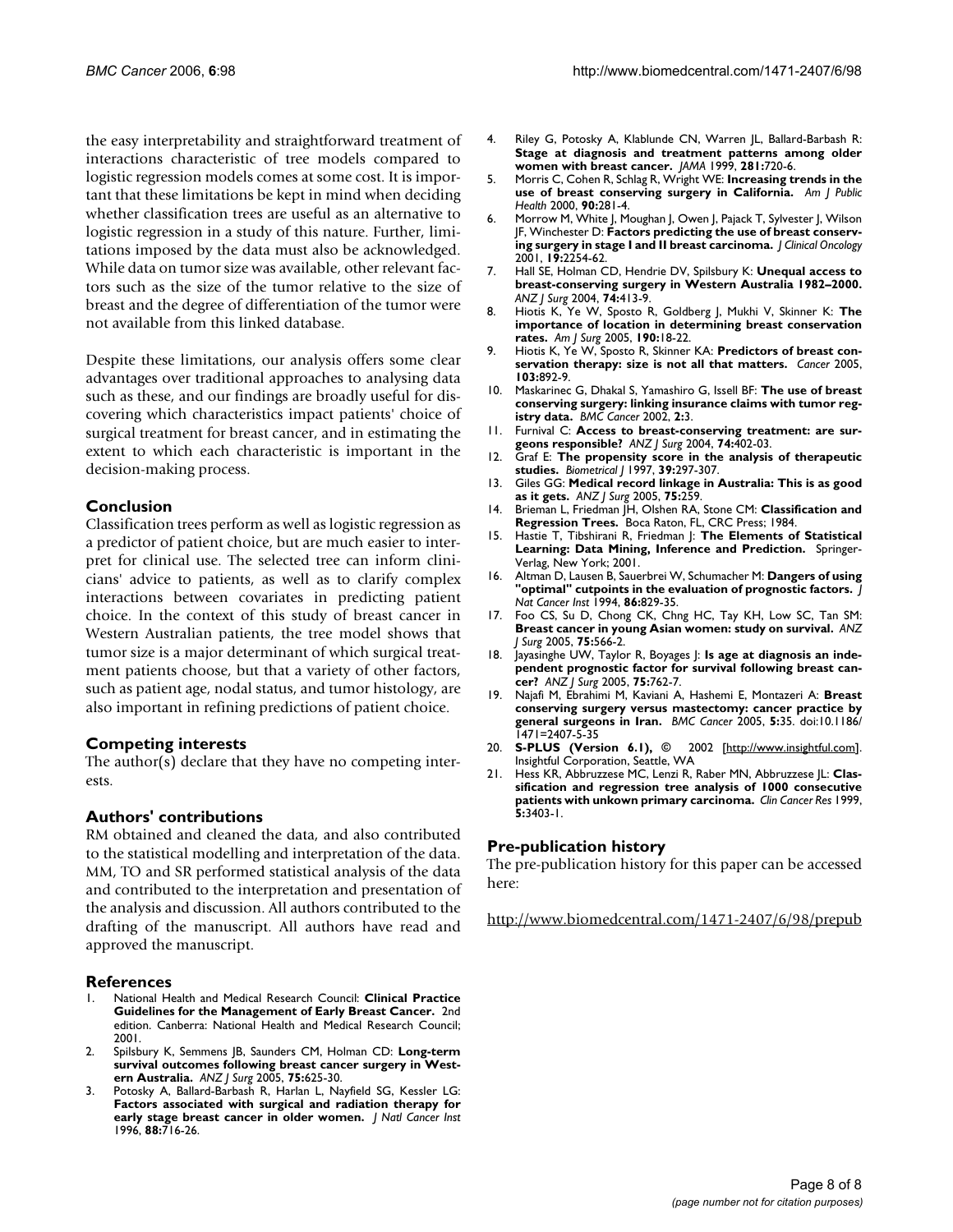the easy interpretability and straightforward treatment of interactions characteristic of tree models compared to logistic regression models comes at some cost. It is important that these limitations be kept in mind when deciding whether classification trees are useful as an alternative to logistic regression in a study of this nature. Further, limitations imposed by the data must also be acknowledged. While data on tumor size was available, other relevant factors such as the size of the tumor relative to the size of breast and the degree of differentiation of the tumor were not available from this linked database.

Despite these limitations, our analysis offers some clear advantages over traditional approaches to analysing data such as these, and our findings are broadly useful for discovering which characteristics impact patients' choice of surgical treatment for breast cancer, and in estimating the extent to which each characteristic is important in the decision-making process.

## Conclusion

Classification trees perform as well as logistic regression as a predictor of patient choice, but are much easier to interpret for clinical use. The selected tree can inform clinicians' advice to patients, as well as to clarify complex interactions between covariates in predicting patient choice. In the context of this study of breast cancer in Western Australian patients, the tree model shows that tumor size is a major determinant of which surgical treatment patients choose, but that a variety of other factors, such as patient age, nodal status, and tumor histology, are also important in refining predictions of patient choice.

## Competing interests

The author(s) declare that they have no competing interests.

## Authors' contributions

RM obtained and cleaned the data, and also contributed to the statistical modelling and interpretation of the data. MM, TO and SR performed statistical analysis of the data and contributed to the interpretation and presentation of the analysis and discussion. All authors contributed to the drafting of the manuscript. All authors have read and approved the manuscript.

## References

1. National Health and Medical Research Council: **Clinical Practice Guidelines for the Management of Early Breast Cancer.** 2nd edition. Canberra: National Health and Medical Research Council; 2001.
2. Spilsbury K, Semmens JB, Saunders CM, Holman CD: **Long-term survival outcomes following breast cancer surgery in Western Australia.** *ANZ J Surg* 2005, **75:**625-30.
3. Potosky A, Ballard-Barbash R, Harlan L, Nayfield SG, Kessler LG: **Factors associated with surgical and radiation therapy for early stage breast cancer in older women.** *J Natl Cancer Inst* 1996, **88:**716-26.
4. Riley G, Potosky A, Klablunde CN, Warren JL, Ballard-Barbash R: **Stage at diagnosis and treatment patterns among older women with breast cancer.** *JAMA* 1999, **281:**720-6.
5. Morris C, Cohen R, Schlag R, Wright WE: **Increasing trends in the use of breast conserving surgery in California.** *Am J Public Health* 2000, **90:**281-4.
6. Morrow M, White J, Moughan J, Owen J, Pajack T, Sylvester J, Wilson JF, Winchester D: **Factors predicting the use of breast conserving surgery in stage I and II breast carcinoma.** *J Clinical Oncology* 2001, **19:**2254-62.
7. Hall SE, Holman CD, Hendrie DV, Spilsbury K: **Unequal access to breast-conserving surgery in Western Australia 1982–2000.** *ANZ J Surg* 2004, **74:**413-9.
8. Hiotis K, Ye W, Sposto R, Goldberg J, Mukhi V, Skinner K: **The importance of location in determining breast conservation rates.** *Am J Surg* 2005, **190:**18-22.
9. Hiotis K, Ye W, Sposto R, Skinner KA: **Predictors of breast conservation therapy: size is not all that matters.** *Cancer* 2005, **103:**892-9.
10. Maskarinec G, Dhakal S, Yamashiro G, Issell BF: **The use of breast conserving surgery: linking insurance claims with tumor registry data.** *BMC Cancer* 2002, **2:**3.
11. Furnival C: **Access to breast-conserving treatment: are surgeons responsible?** *ANZ J Surg* 2004, **74:**402-03.
12. Graf E: **The propensity score in the analysis of therapeutic studies.** *Biometrical J* 1997, **39:**297-307.
13. Giles GG: **Medical record linkage in Australia: This is as good as it gets.** *ANZ J Surg* 2005, **75:**259.
14. Brieman L, Friedman JH, Olshen RA, Stone CM: **Classification and Regression Trees.** Boca Raton, FL, CRC Press; 1984.
15. Hastie T, Tibshirani R, Friedman J: **The Elements of Statistical Learning: Data Mining, Inference and Prediction.** Springer-Verlag, New York; 2001.
16. Altman D, Lausen B, Sauerbrei W, Schumacher M: **Dangers of using "optimal" cutpoints in the evaluation of prognostic factors.** *J Nat Cancer Inst* 1994, **86:**829-35.
17. Foo CS, Su D, Chong CK, Chng HC, Tay KH, Low SC, Tan SM: **Breast cancer in young Asian women: study on survival.** *ANZ J Surg* 2005, **75:**566-2.
18. Jayasinghe UW, Taylor R, Boyages J: **Is age at diagnosis an independent prognostic factor for survival following breast cancer?** *ANZ J Surg* 2005, **75:**762-7.
19. Najafi M, Ebrahimi M, Kaviani A, Hashemi E, Montazeri A: **Breast conserving surgery versus mastectomy: cancer practice by general surgeons in Iran.** *BMC Cancer* 2005, **5:**35. doi:10.1186/1471=2407-5-35
20. **S-PLUS (Version 6.1),** © 2002 [http://www.insightful.com]. Insightful Corporation, Seattle, WA
21. Hess KR, Abbruzzese MC, Lenzi R, Raber MN, Abbruzzese JL: **Classification and regression tree analysis of 1000 consecutive patients with unkown primary carcinoma.** *Clin Cancer Res* 1999, **5:**3403-1.

## Pre-publication history

The pre-publication history for this paper can be accessed here:

http://www.biomedcentral.com/1471-2407/6/98/prepub